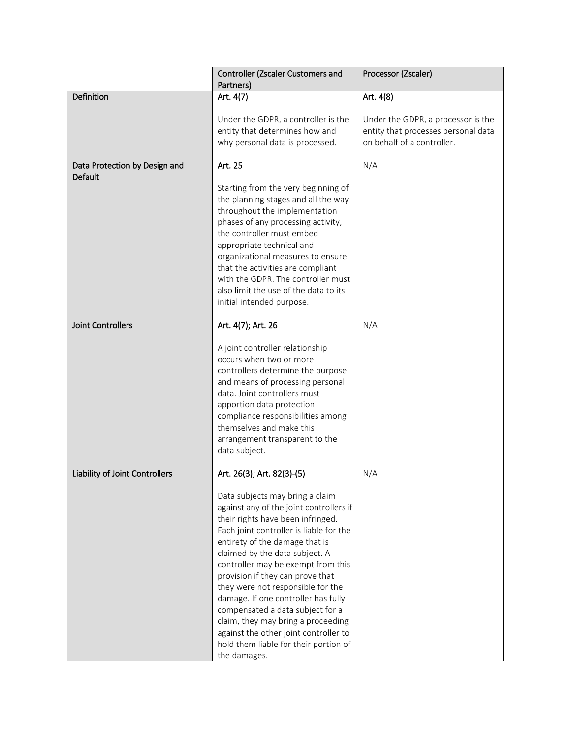| | Controller (Zscaler Customers and Partners) | Processor (Zscaler) |
|---|---|---|
| Definition | Art. 4(7)<br><br>Under the GDPR, a controller is the entity that determines how and why personal data is processed. | Art. 4(8)<br><br>Under the GDPR, a processor is the entity that processes personal data on behalf of a controller. |
| Data Protection by Design and Default | Art. 25<br><br>Starting from the very beginning of the planning stages and all the way throughout the implementation phases of any processing activity, the controller must embed appropriate technical and organizational measures to ensure that the activities are compliant with the GDPR. The controller must also limit the use of the data to its initial intended purpose. | N/A |
| Joint Controllers | Art. 4(7); Art. 26<br><br>A joint controller relationship occurs when two or more controllers determine the purpose and means of processing personal data. Joint controllers must apportion data protection compliance responsibilities among themselves and make this arrangement transparent to the data subject. | N/A |
| Liability of Joint Controllers | Art. 26(3); Art. 82(3)-(5)<br><br>Data subjects may bring a claim against any of the joint controllers if their rights have been infringed. Each joint controller is liable for the entirety of the damage that is claimed by the data subject. A controller may be exempt from this provision if they can prove that they were not responsible for the damage. If one controller has fully compensated a data subject for a claim, they may bring a proceeding against the other joint controller to hold them liable for their portion of the damages. | N/A |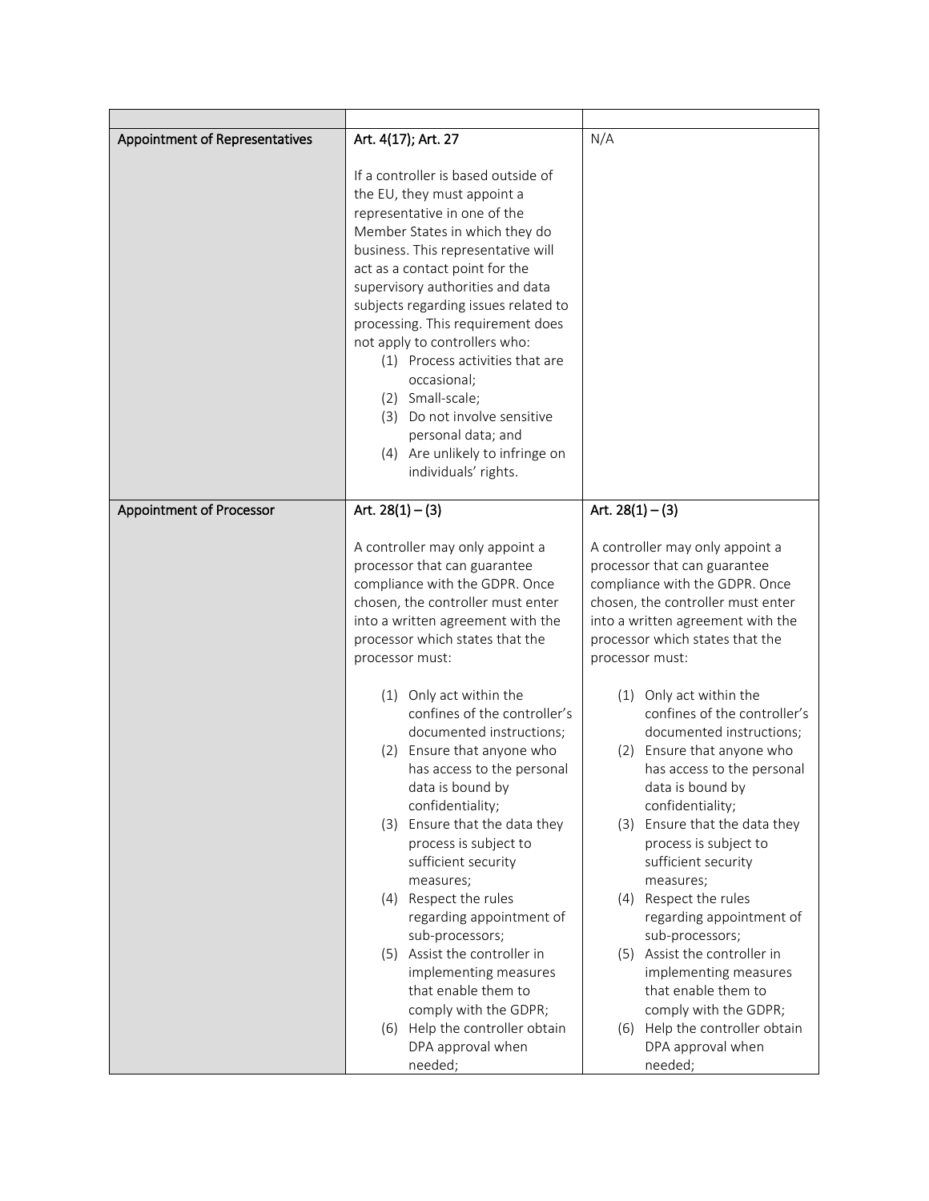| | | |
|---|---|---|
| Appointment of Representatives | Art. 4(17); Art. 27<br><br>If a controller is based outside of the EU, they must appoint a representative in one of the Member States in which they do business. This representative will act as a contact point for the supervisory authorities and data subjects regarding issues related to processing. This requirement does not apply to controllers who:<br>(1) Process activities that are occasional;<br>(2) Small-scale;<br>(3) Do not involve sensitive personal data; and<br>(4) Are unlikely to infringe on individuals' rights. | N/A |
| Appointment of Processor | Art. 28(1) – (3)<br><br>A controller may only appoint a processor that can guarantee compliance with the GDPR. Once chosen, the controller must enter into a written agreement with the processor which states that the processor must:<br><br>(1) Only act within the confines of the controller's documented instructions;<br>(2) Ensure that anyone who has access to the personal data is bound by confidentiality;<br>(3) Ensure that the data they process is subject to sufficient security measures;<br>(4) Respect the rules regarding appointment of sub-processors;<br>(5) Assist the controller in implementing measures that enable them to comply with the GDPR;<br>(6) Help the controller obtain DPA approval when needed; | Art. 28(1) – (3)<br><br>A controller may only appoint a processor that can guarantee compliance with the GDPR. Once chosen, the controller must enter into a written agreement with the processor which states that the processor must:<br><br>(1) Only act within the confines of the controller's documented instructions;<br>(2) Ensure that anyone who has access to the personal data is bound by confidentiality;<br>(3) Ensure that the data they process is subject to sufficient security measures;<br>(4) Respect the rules regarding appointment of sub-processors;<br>(5) Assist the controller in implementing measures that enable them to comply with the GDPR;<br>(6) Help the controller obtain DPA approval when needed; |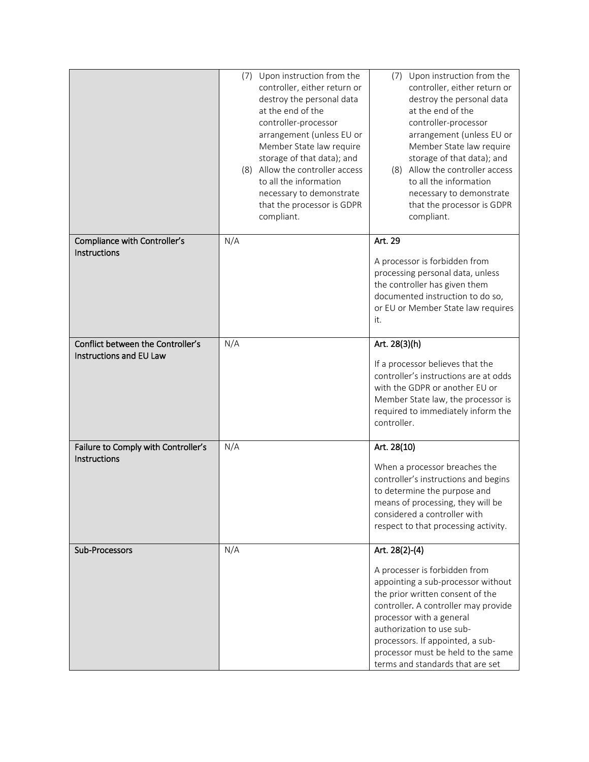| | | |
|---|---|---|
| | (7) Upon instruction from the controller, either return or destroy the personal data at the end of the controller-processor arrangement (unless EU or Member State law require storage of that data); and<br>(8) Allow the controller access to all the information necessary to demonstrate that the processor is GDPR compliant. | (7) Upon instruction from the controller, either return or destroy the personal data at the end of the controller-processor arrangement (unless EU or Member State law require storage of that data); and<br>(8) Allow the controller access to all the information necessary to demonstrate that the processor is GDPR compliant. |
| **Compliance with Controller's Instructions** | N/A | Art. 29<br><br>A processor is forbidden from processing personal data, unless the controller has given them documented instruction to do so, or EU or Member State law requires it. |
| **Conflict between the Controller's Instructions and EU Law** | N/A | Art. 28(3)(h)<br><br>If a processor believes that the controller's instructions are at odds with the GDPR or another EU or Member State law, the processor is required to immediately inform the controller. |
| **Failure to Comply with Controller's Instructions** | N/A | Art. 28(10)<br><br>When a processor breaches the controller's instructions and begins to determine the purpose and means of processing, they will be considered a controller with respect to that processing activity. |
| **Sub-Processors** | N/A | Art. 28(2)-(4)<br><br>A processer is forbidden from appointing a sub-processor without the prior written consent of the controller. A controller may provide processor with a general authorization to use sub-processors. If appointed, a sub-processor must be held to the same terms and standards that are set |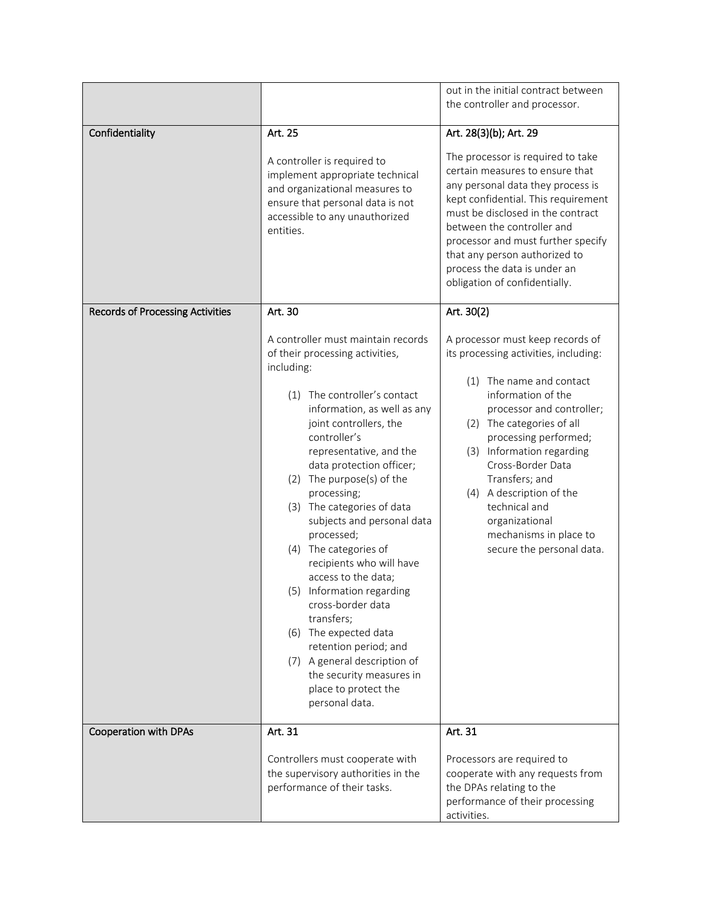| | | |
|---|---|---|
| | | out in the initial contract between the controller and processor. |
| Confidentiality | Art. 25<br><br>A controller is required to implement appropriate technical and organizational measures to ensure that personal data is not accessible to any unauthorized entities. | Art. 28(3)(b); Art. 29<br><br>The processor is required to take certain measures to ensure that any personal data they process is kept confidential. This requirement must be disclosed in the contract between the controller and processor and must further specify that any person authorized to process the data is under an obligation of confidentially. |
| Records of Processing Activities | Art. 30<br><br>A controller must maintain records of their processing activities, including:<br><br>(1) The controller's contact information, as well as any joint controllers, the controller's representative, and the data protection officer;<br>(2) The purpose(s) of the processing;<br>(3) The categories of data subjects and personal data processed;<br>(4) The categories of recipients who will have access to the data;<br>(5) Information regarding cross-border data transfers;<br>(6) The expected data retention period; and<br>(7) A general description of the security measures in place to protect the personal data. | Art. 30(2)<br><br>A processor must keep records of its processing activities, including:<br><br>(1) The name and contact information of the processor and controller;<br>(2) The categories of all processing performed;<br>(3) Information regarding Cross-Border Data Transfers; and<br>(4) A description of the technical and organizational mechanisms in place to secure the personal data. |
| Cooperation with DPAs | Art. 31<br><br>Controllers must cooperate with the supervisory authorities in the performance of their tasks. | Art. 31<br><br>Processors are required to cooperate with any requests from the DPAs relating to the performance of their processing activities. |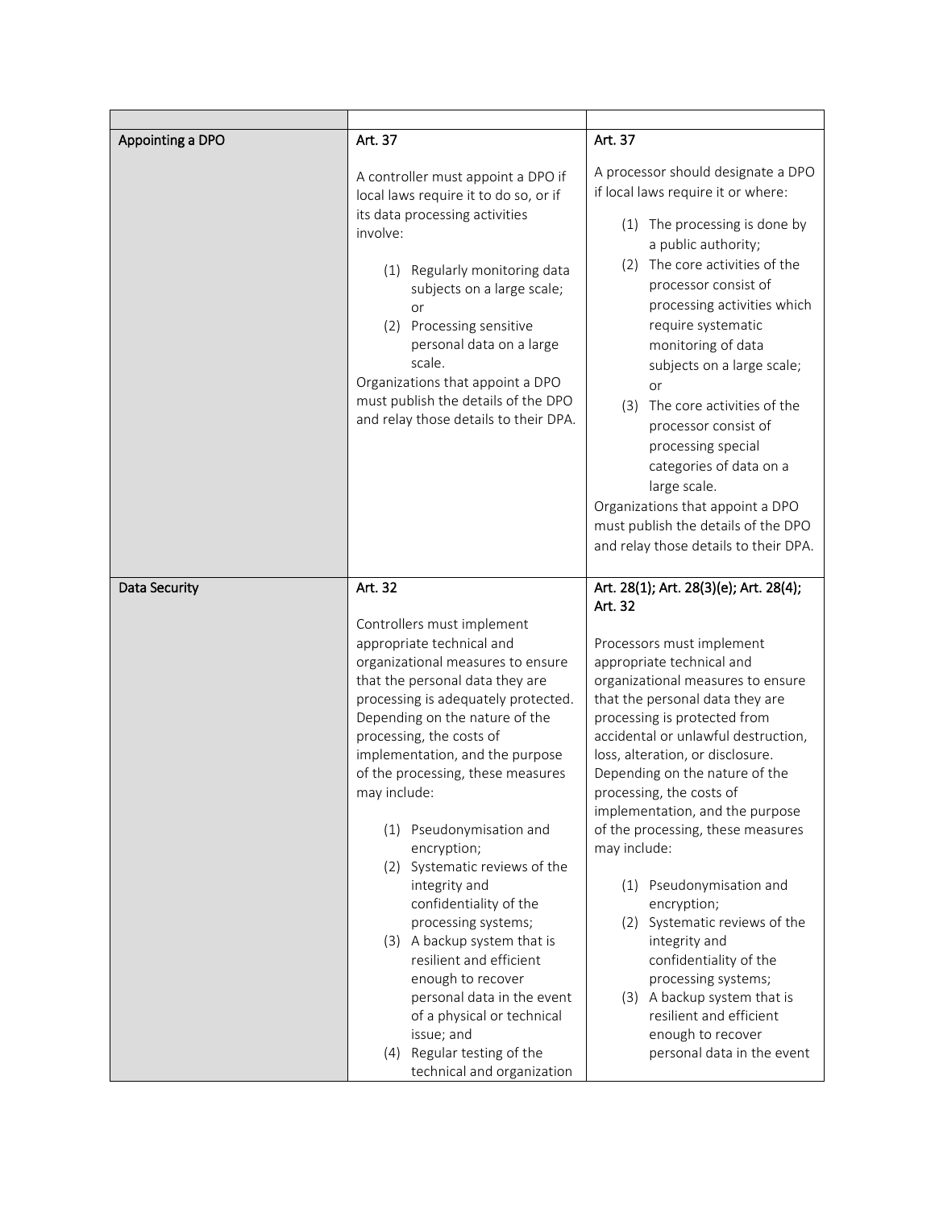| | | |
|---|---|---|
| Appointing a DPO | Art. 37<br><br>A controller must appoint a DPO if local laws require it to do so, or if its data processing activities involve:<br><br>(1) Regularly monitoring data subjects on a large scale; or<br>(2) Processing sensitive personal data on a large scale.<br><br>Organizations that appoint a DPO must publish the details of the DPO and relay those details to their DPA. | Art. 37<br><br>A processor should designate a DPO if local laws require it or where:<br><br>(1) The processing is done by a public authority;<br>(2) The core activities of the processor consist of processing activities which require systematic monitoring of data subjects on a large scale; or<br>(3) The core activities of the processor consist of processing special categories of data on a large scale.<br><br>Organizations that appoint a DPO must publish the details of the DPO and relay those details to their DPA. |
| Data Security | Art. 32<br><br>Controllers must implement appropriate technical and organizational measures to ensure that the personal data they are processing is adequately protected. Depending on the nature of the processing, the costs of implementation, and the purpose of the processing, these measures may include:<br><br>(1) Pseudonymisation and encryption;<br>(2) Systematic reviews of the integrity and confidentiality of the processing systems;<br>(3) A backup system that is resilient and efficient enough to recover personal data in the event of a physical or technical issue; and<br>(4) Regular testing of the technical and organization | Art. 28(1); Art. 28(3)(e); Art. 28(4); Art. 32<br><br>Processors must implement appropriate technical and organizational measures to ensure that the personal data they are processing is protected from accidental or unlawful destruction, loss, alteration, or disclosure. Depending on the nature of the processing, the costs of implementation, and the purpose of the processing, these measures may include:<br><br>(1) Pseudonymisation and encryption;<br>(2) Systematic reviews of the integrity and confidentiality of the processing systems;<br>(3) A backup system that is resilient and efficient enough to recover personal data in the event |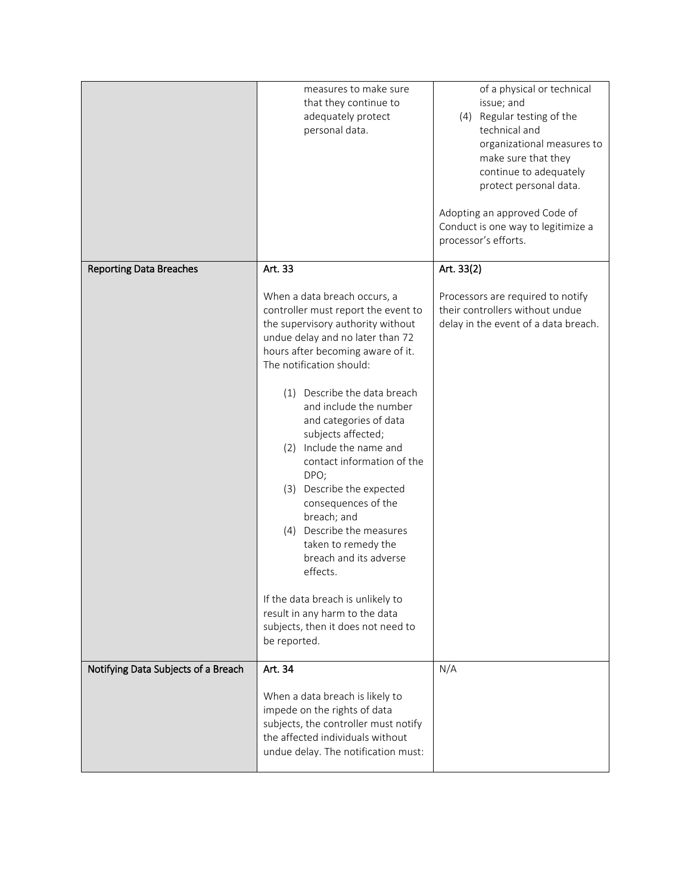| | | |
|---|---|---|
| | measures to make sure that they continue to adequately protect personal data. | of a physical or technical issue; and<br>(4) Regular testing of the technical and organizational measures to make sure that they continue to adequately protect personal data.<br><br>Adopting an approved Code of Conduct is one way to legitimize a processor's efforts. |
| Reporting Data Breaches | Art. 33<br><br>When a data breach occurs, a controller must report the event to the supervisory authority without undue delay and no later than 72 hours after becoming aware of it. The notification should:<br><br>(1) Describe the data breach and include the number and categories of data subjects affected;<br>(2) Include the name and contact information of the DPO;<br>(3) Describe the expected consequences of the breach; and<br>(4) Describe the measures taken to remedy the breach and its adverse effects.<br><br>If the data breach is unlikely to result in any harm to the data subjects, then it does not need to be reported. | Art. 33(2)<br><br>Processors are required to notify their controllers without undue delay in the event of a data breach. |
| Notifying Data Subjects of a Breach | Art. 34<br><br>When a data breach is likely to impede on the rights of data subjects, the controller must notify the affected individuals without undue delay. The notification must: | N/A |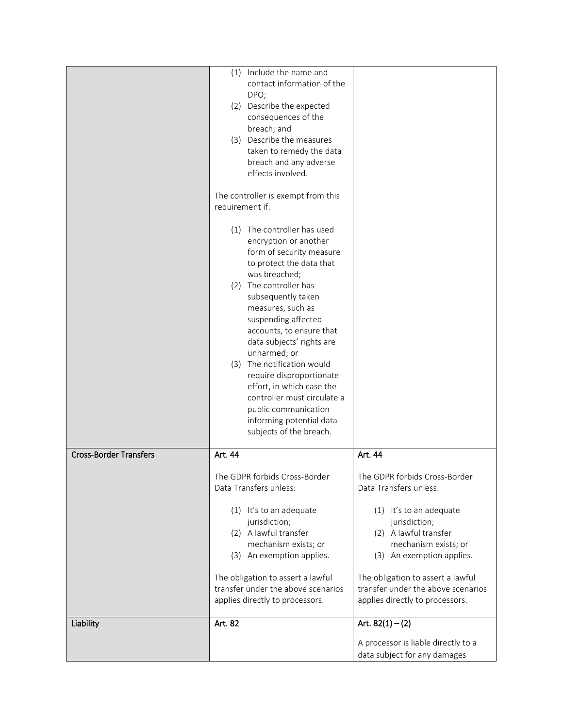| | | |
|---|---|---|
| | (1) Include the name and contact information of the DPO;<br>(2) Describe the expected consequences of the breach; and<br>(3) Describe the measures taken to remedy the data breach and any adverse effects involved.<br><br>The controller is exempt from this requirement if:<br><br>(1) The controller has used encryption or another form of security measure to protect the data that was breached;<br>(2) The controller has subsequently taken measures, such as suspending affected accounts, to ensure that data subjects' rights are unharmed; or<br>(3) The notification would require disproportionate effort, in which case the controller must circulate a public communication informing potential data subjects of the breach. | |
| **Cross-Border Transfers** | **Art. 44**<br><br>The GDPR forbids Cross-Border Data Transfers unless:<br><br>(1) It's to an adequate jurisdiction;<br>(2) A lawful transfer mechanism exists; or<br>(3) An exemption applies.<br><br>The obligation to assert a lawful transfer under the above scenarios applies directly to processors. | **Art. 44**<br><br>The GDPR forbids Cross-Border Data Transfers unless:<br><br>(1) It's to an adequate jurisdiction;<br>(2) A lawful transfer mechanism exists; or<br>(3) An exemption applies.<br><br>The obligation to assert a lawful transfer under the above scenarios applies directly to processors. |
| **Liability** | **Art. 82** | **Art. 82(1) – (2)**<br><br>A processor is liable directly to a data subject for any damages |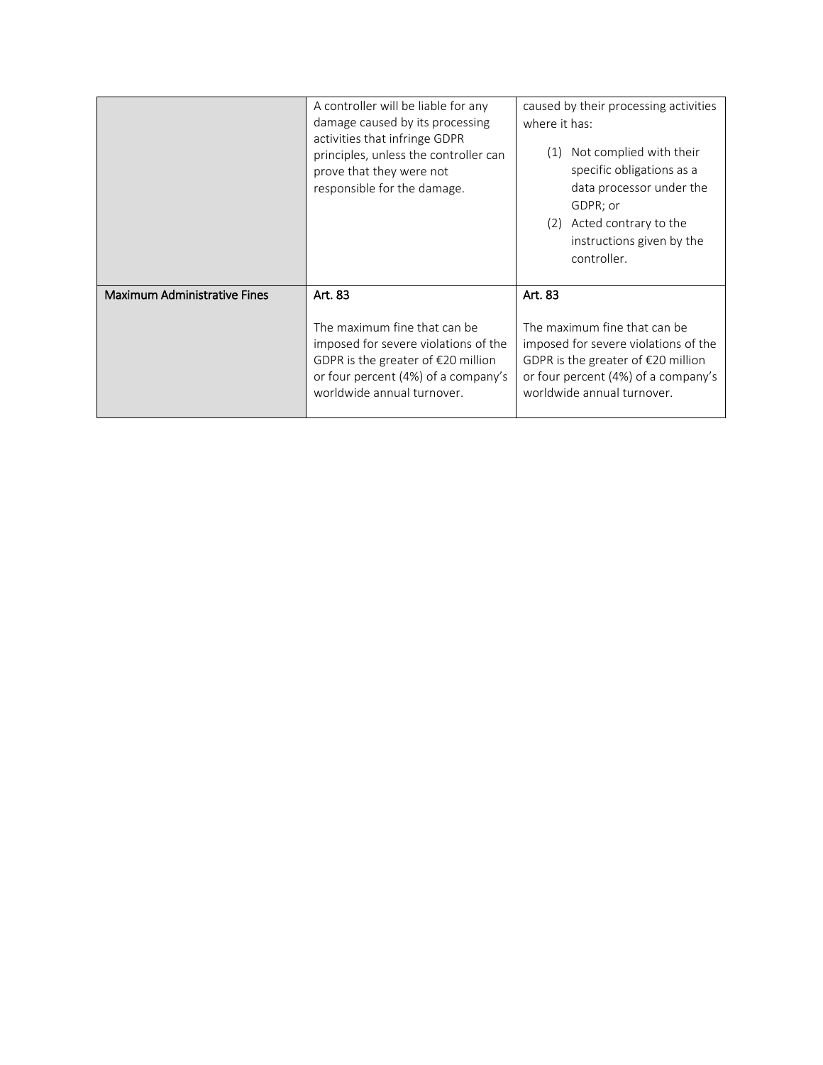| | | |
|---|---|---|
| | A controller will be liable for any damage caused by its processing activities that infringe GDPR principles, unless the controller can prove that they were not responsible for the damage. | caused by their processing activities where it has: (1) Not complied with their specific obligations as a data processor under the GDPR; or (2) Acted contrary to the instructions given by the controller. |
| Maximum Administrative Fines | Art. 83<br><br>The maximum fine that can be imposed for severe violations of the GDPR is the greater of €20 million or four percent (4%) of a company's worldwide annual turnover. | Art. 83<br><br>The maximum fine that can be imposed for severe violations of the GDPR is the greater of €20 million or four percent (4%) of a company's worldwide annual turnover. |